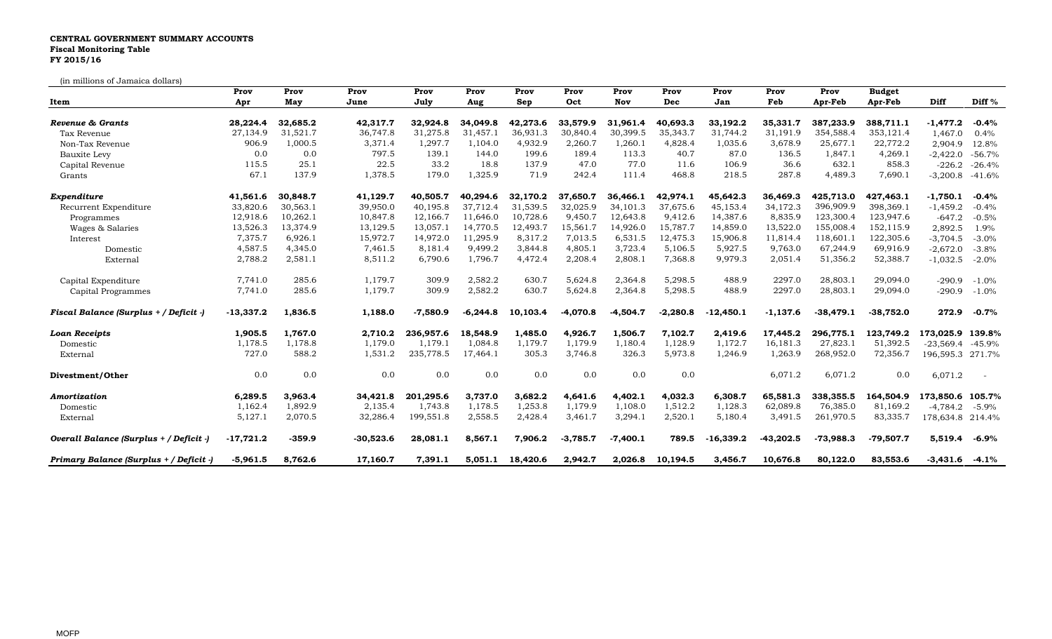**CENTRAL GOVERNMENT SUMMARY ACCOUNTS**
**Fiscal Monitoring Table**
**FY 2015/16**

(in millions of Jamaica dollars)

| Item | Prov Apr | Prov May | Prov June | Prov July | Prov Aug | Prov Sep | Prov Oct | Prov Nov | Prov Dec | Prov Jan | Prov Feb | Prov Apr-Feb | Budget Apr-Feb | Diff | Diff % |
|---|---|---|---|---|---|---|---|---|---|---|---|---|---|---|---|
| ***Revenue & Grants*** | **28,224.4** | **32,685.2** | **42,317.7** | **32,924.8** | **34,049.8** | **42,273.6** | **33,579.9** | **31,961.4** | **40,693.3** | **33,192.2** | **35,331.7** | **387,233.9** | **388,711.1** | **-1,477.2** | **-0.4%** |
| Tax Revenue | 27,134.9 | 31,521.7 | 36,747.8 | 31,275.8 | 31,457.1 | 36,931.3 | 30,840.4 | 30,399.5 | 35,343.7 | 31,744.2 | 31,191.9 | 354,588.4 | 353,121.4 | 1,467.0 | 0.4% |
| Non-Tax Revenue | 906.9 | 1,000.5 | 3,371.4 | 1,297.7 | 1,104.0 | 4,932.9 | 2,260.7 | 1,260.1 | 4,828.4 | 1,035.6 | 3,678.9 | 25,677.1 | 22,772.2 | 2,904.9 | 12.8% |
| Bauxite Levy | 0.0 | 0.0 | 797.5 | 139.1 | 144.0 | 199.6 | 189.4 | 113.3 | 40.7 | 87.0 | 136.5 | 1,847.1 | 4,269.1 | -2,422.0 | -56.7% |
| Capital Revenue | 115.5 | 25.1 | 22.5 | 33.2 | 18.8 | 137.9 | 47.0 | 77.0 | 11.6 | 106.9 | 36.6 | 632.1 | 858.3 | -226.2 | -26.4% |
| Grants | 67.1 | 137.9 | 1,378.5 | 179.0 | 1,325.9 | 71.9 | 242.4 | 111.4 | 468.8 | 218.5 | 287.8 | 4,489.3 | 7,690.1 | -3,200.8 | -41.6% |
| ***Expenditure*** | **41,561.6** | **30,848.7** | **41,129.7** | **40,505.7** | **40,294.6** | **32,170.2** | **37,650.7** | **36,466.1** | **42,974.1** | **45,642.3** | **36,469.3** | **425,713.0** | **427,463.1** | **-1,750.1** | **-0.4%** |
| Recurrent Expenditure | 33,820.6 | 30,563.1 | 39,950.0 | 40,195.8 | 37,712.4 | 31,539.5 | 32,025.9 | 34,101.3 | 37,675.6 | 45,153.4 | 34,172.3 | 396,909.9 | 398,369.1 | -1,459.2 | -0.4% |
| Programmes | 12,918.6 | 10,262.1 | 10,847.8 | 12,166.7 | 11,646.0 | 10,728.6 | 9,450.7 | 12,643.8 | 9,412.6 | 14,387.6 | 8,835.9 | 123,300.4 | 123,947.6 | -647.2 | -0.5% |
| Wages & Salaries | 13,526.3 | 13,374.9 | 13,129.5 | 13,057.1 | 14,770.5 | 12,493.7 | 15,561.7 | 14,926.0 | 15,787.7 | 14,859.0 | 13,522.0 | 155,008.4 | 152,115.9 | 2,892.5 | 1.9% |
| Interest | 7,375.7 | 6,926.1 | 15,972.7 | 14,972.0 | 11,295.9 | 8,317.2 | 7,013.5 | 6,531.5 | 12,475.3 | 15,906.8 | 11,814.4 | 118,601.1 | 122,305.6 | -3,704.5 | -3.0% |
| Domestic | 4,587.5 | 4,345.0 | 7,461.5 | 8,181.4 | 9,499.2 | 3,844.8 | 4,805.1 | 3,723.4 | 5,106.5 | 5,927.5 | 9,763.0 | 67,244.9 | 69,916.9 | -2,672.0 | -3.8% |
| External | 2,788.2 | 2,581.1 | 8,511.2 | 6,790.6 | 1,796.7 | 4,472.4 | 2,208.4 | 2,808.1 | 7,368.8 | 9,979.3 | 2,051.4 | 51,356.2 | 52,388.7 | -1,032.5 | -2.0% |
| Capital Expenditure | 7,741.0 | 285.6 | 1,179.7 | 309.9 | 2,582.2 | 630.7 | 5,624.8 | 2,364.8 | 5,298.5 | 488.9 | 2297.0 | 28,803.1 | 29,094.0 | -290.9 | -1.0% |
| Capital Programmes | 7,741.0 | 285.6 | 1,179.7 | 309.9 | 2,582.2 | 630.7 | 5,624.8 | 2,364.8 | 5,298.5 | 488.9 | 2297.0 | 28,803.1 | 29,094.0 | -290.9 | -1.0% |
| ***Fiscal Balance (Surplus + / Deficit -)*** | **-13,337.2** | **1,836.5** | **1,188.0** | **-7,580.9** | **-6,244.8** | **10,103.4** | **-4,070.8** | **-4,504.7** | **-2,280.8** | **-12,450.1** | **-1,137.6** | **-38,479.1** | **-38,752.0** | **272.9** | **-0.7%** |
| ***Loan Receipts*** | **1,905.5** | **1,767.0** | **2,710.2** | **236,957.6** | **18,548.9** | **1,485.0** | **4,926.7** | **1,506.7** | **7,102.7** | **2,419.6** | **17,445.2** | **296,775.1** | **123,749.2** | **173,025.9** | **139.8%** |
| Domestic | 1,178.5 | 1,178.8 | 1,179.0 | 1,179.1 | 1,084.8 | 1,179.7 | 1,179.9 | 1,180.4 | 1,128.9 | 1,172.7 | 16,181.3 | 27,823.1 | 51,392.5 | -23,569.4 | -45.9% |
| External | 727.0 | 588.2 | 1,531.2 | 235,778.5 | 17,464.1 | 305.3 | 3,746.8 | 326.3 | 5,973.8 | 1,246.9 | 1,263.9 | 268,952.0 | 72,356.7 | 196,595.3 | 271.7% |
| **Divestment/Other** | 0.0 | 0.0 | 0.0 | 0.0 | 0.0 | 0.0 | 0.0 | 0.0 | 0.0 | | 6,071.2 | 6,071.2 | 0.0 | 6,071.2 | - |
| ***Amortization*** | **6,289.5** | **3,963.4** | **34,421.8** | **201,295.6** | **3,737.0** | **3,682.2** | **4,641.6** | **4,402.1** | **4,032.3** | **6,308.7** | **65,581.3** | **338,355.5** | **164,504.9** | **173,850.6** | **105.7%** |
| Domestic | 1,162.4 | 1,892.9 | 2,135.4 | 1,743.8 | 1,178.5 | 1,253.8 | 1,179.9 | 1,108.0 | 1,512.2 | 1,128.3 | 62,089.8 | 76,385.0 | 81,169.2 | -4,784.2 | -5.9% |
| External | 5,127.1 | 2,070.5 | 32,286.4 | 199,551.8 | 2,558.5 | 2,428.4 | 3,461.7 | 3,294.1 | 2,520.1 | 5,180.4 | 3,491.5 | 261,970.5 | 83,335.7 | 178,634.8 | 214.4% |
| ***Overall Balance (Surplus + / Deficit -)*** | **-17,721.2** | **-359.9** | **-30,523.6** | **28,081.1** | **8,567.1** | **7,906.2** | **-3,785.7** | **-7,400.1** | **789.5** | **-16,339.2** | **-43,202.5** | **-73,988.3** | **-79,507.7** | **5,519.4** | **-6.9%** |
| ***Primary Balance (Surplus + / Deficit -)*** | **-5,961.5** | **8,762.6** | **17,160.7** | **7,391.1** | **5,051.1** | **18,420.6** | **2,942.7** | **2,026.8** | **10,194.5** | **3,456.7** | **10,676.8** | **80,122.0** | **83,553.6** | **-3,431.6** | **-4.1%** |

MOFP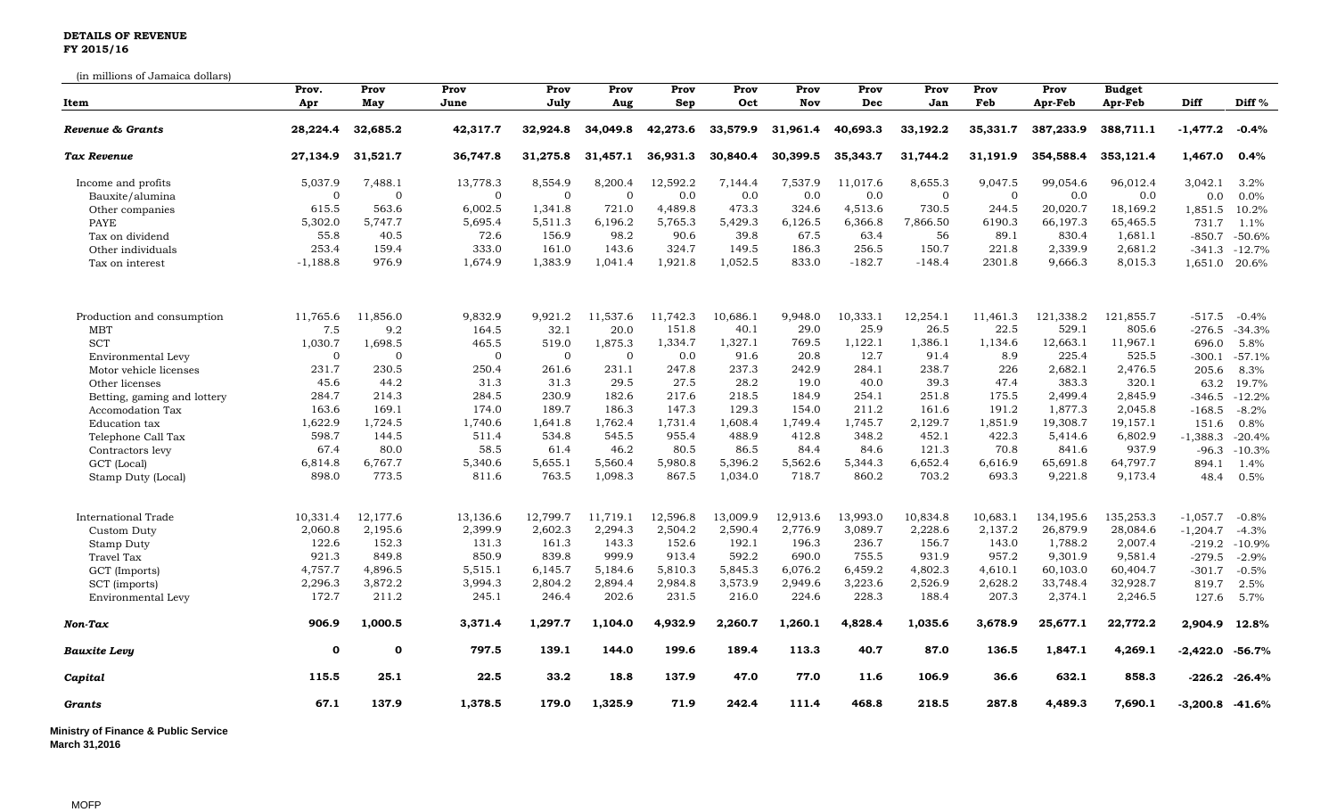**DETAILS OF REVENUE**
**FY 2015/16**

(in millions of Jamaica dollars)

| Item | Prov. Apr | Prov May | Prov June | Prov July | Prov Aug | Prov Sep | Prov Oct | Prov Nov | Prov Dec | Prov Jan | Prov Feb | Prov Apr-Feb | Budget Apr-Feb | Diff | Diff % |
|---|---|---|---|---|---|---|---|---|---|---|---|---|---|---|---|
| ***Revenue & Grants*** | **28,224.4** | **32,685.2** | **42,317.7** | **32,924.8** | **34,049.8** | **42,273.6** | **33,579.9** | **31,961.4** | **40,693.3** | **33,192.2** | **35,331.7** | **387,233.9** | **388,711.1** | **-1,477.2** | **-0.4%** |
| ***Tax Revenue*** | **27,134.9** | **31,521.7** | **36,747.8** | **31,275.8** | **31,457.1** | **36,931.3** | **30,840.4** | **30,399.5** | **35,343.7** | **31,744.2** | **31,191.9** | **354,588.4** | **353,121.4** | **1,467.0** | **0.4%** |
| Income and profits | 5,037.9 | 7,488.1 | 13,778.3 | 8,554.9 | 8,200.4 | 12,592.2 | 7,144.4 | 7,537.9 | 11,017.6 | 8,655.3 | 9,047.5 | 99,054.6 | 96,012.4 | 3,042.1 | 3.2% |
| Bauxite/alumina | 0 | 0 | 0 | 0 | 0 | 0.0 | 0.0 | 0.0 | 0.0 | 0 | 0 | 0.0 | 0.0 | 0.0 | 0.0% |
| Other companies | 615.5 | 563.6 | 6,002.5 | 1,341.8 | 721.0 | 4,489.8 | 473.3 | 324.6 | 4,513.6 | 730.5 | 244.5 | 20,020.7 | 18,169.2 | 1,851.5 | 10.2% |
| PAYE | 5,302.0 | 5,747.7 | 5,695.4 | 5,511.3 | 6,196.2 | 5,765.3 | 5,429.3 | 6,126.5 | 6,366.8 | 7,866.50 | 6190.3 | 66,197.3 | 65,465.5 | 731.7 | 1.1% |
| Tax on dividend | 55.8 | 40.5 | 72.6 | 156.9 | 98.2 | 90.6 | 39.8 | 67.5 | 63.4 | 56 | 89.1 | 830.4 | 1,681.1 | -850.7 | -50.6% |
| Other individuals | 253.4 | 159.4 | 333.0 | 161.0 | 143.6 | 324.7 | 149.5 | 186.3 | 256.5 | 150.7 | 221.8 | 2,339.9 | 2,681.2 | -341.3 | -12.7% |
| Tax on interest | -1,188.8 | 976.9 | 1,674.9 | 1,383.9 | 1,041.4 | 1,921.8 | 1,052.5 | 833.0 | -182.7 | -148.4 | 2301.8 | 9,666.3 | 8,015.3 | 1,651.0 | 20.6% |
| Production and consumption | 11,765.6 | 11,856.0 | 9,832.9 | 9,921.2 | 11,537.6 | 11,742.3 | 10,686.1 | 9,948.0 | 10,333.1 | 12,254.1 | 11,461.3 | 121,338.2 | 121,855.7 | -517.5 | -0.4% |
| MBT | 7.5 | 9.2 | 164.5 | 32.1 | 20.0 | 151.8 | 40.1 | 29.0 | 25.9 | 26.5 | 22.5 | 529.1 | 805.6 | -276.5 | -34.3% |
| SCT | 1,030.7 | 1,698.5 | 465.5 | 519.0 | 1,875.3 | 1,334.7 | 1,327.1 | 769.5 | 1,122.1 | 1,386.1 | 1,134.6 | 12,663.1 | 11,967.1 | 696.0 | 5.8% |
| Environmental Levy | 0 | 0 | 0 | 0 | 0 | 0.0 | 91.6 | 20.8 | 12.7 | 91.4 | 8.9 | 225.4 | 525.5 | -300.1 | -57.1% |
| Motor vehicle licenses | 231.7 | 230.5 | 250.4 | 261.6 | 231.1 | 247.8 | 237.3 | 242.9 | 284.1 | 238.7 | 226 | 2,682.1 | 2,476.5 | 205.6 | 8.3% |
| Other licenses | 45.6 | 44.2 | 31.3 | 31.3 | 29.5 | 27.5 | 28.2 | 19.0 | 40.0 | 39.3 | 47.4 | 383.3 | 320.1 | 63.2 | 19.7% |
| Betting, gaming and lottery | 284.7 | 214.3 | 284.5 | 230.9 | 182.6 | 217.6 | 218.5 | 184.9 | 254.1 | 251.8 | 175.5 | 2,499.4 | 2,845.9 | -346.5 | -12.2% |
| Accomodation Tax | 163.6 | 169.1 | 174.0 | 189.7 | 186.3 | 147.3 | 129.3 | 154.0 | 211.2 | 161.6 | 191.2 | 1,877.3 | 2,045.8 | -168.5 | -8.2% |
| Education tax | 1,622.9 | 1,724.5 | 1,740.6 | 1,641.8 | 1,762.4 | 1,731.4 | 1,608.4 | 1,749.4 | 1,745.7 | 2,129.7 | 1,851.9 | 19,308.7 | 19,157.1 | 151.6 | 0.8% |
| Telephone Call Tax | 598.7 | 144.5 | 511.4 | 534.8 | 545.5 | 955.4 | 488.9 | 412.8 | 348.2 | 452.1 | 422.3 | 5,414.6 | 6,802.9 | -1,388.3 | -20.4% |
| Contractors levy | 67.4 | 80.0 | 58.5 | 61.4 | 46.2 | 80.5 | 86.5 | 84.4 | 84.6 | 121.3 | 70.8 | 841.6 | 937.9 | -96.3 | -10.3% |
| GCT (Local) | 6,814.8 | 6,767.7 | 5,340.6 | 5,655.1 | 5,560.4 | 5,980.8 | 5,396.2 | 5,562.6 | 5,344.3 | 6,652.4 | 6,616.9 | 65,691.8 | 64,797.7 | 894.1 | 1.4% |
| Stamp Duty (Local) | 898.0 | 773.5 | 811.6 | 763.5 | 1,098.3 | 867.5 | 1,034.0 | 718.7 | 860.2 | 703.2 | 693.3 | 9,221.8 | 9,173.4 | 48.4 | 0.5% |
| International Trade | 10,331.4 | 12,177.6 | 13,136.6 | 12,799.7 | 11,719.1 | 12,596.8 | 13,009.9 | 12,913.6 | 13,993.0 | 10,834.8 | 10,683.1 | 134,195.6 | 135,253.3 | -1,057.7 | -0.8% |
| Custom Duty | 2,060.8 | 2,195.6 | 2,399.9 | 2,602.3 | 2,294.3 | 2,504.2 | 2,590.4 | 2,776.9 | 3,089.7 | 2,228.6 | 2,137.2 | 26,879.9 | 28,084.6 | -1,204.7 | -4.3% |
| Stamp Duty | 122.6 | 152.3 | 131.3 | 161.3 | 143.3 | 152.6 | 192.1 | 196.3 | 236.7 | 156.7 | 143.0 | 1,788.2 | 2,007.4 | -219.2 | -10.9% |
| Travel Tax | 921.3 | 849.8 | 850.9 | 839.8 | 999.9 | 913.4 | 592.2 | 690.0 | 755.5 | 931.9 | 957.2 | 9,301.9 | 9,581.4 | -279.5 | -2.9% |
| GCT (Imports) | 4,757.7 | 4,896.5 | 5,515.1 | 6,145.7 | 5,184.6 | 5,810.3 | 5,845.3 | 6,076.2 | 6,459.2 | 4,802.3 | 4,610.1 | 60,103.0 | 60,404.7 | -301.7 | -0.5% |
| SCT (imports) | 2,296.3 | 3,872.2 | 3,994.3 | 2,804.2 | 2,894.4 | 2,984.8 | 3,573.9 | 2,949.6 | 3,223.6 | 2,526.9 | 2,628.2 | 33,748.4 | 32,928.7 | 819.7 | 2.5% |
| Environmental Levy | 172.7 | 211.2 | 245.1 | 246.4 | 202.6 | 231.5 | 216.0 | 224.6 | 228.3 | 188.4 | 207.3 | 2,374.1 | 2,246.5 | 127.6 | 5.7% |
| ***Non-Tax*** | **906.9** | **1,000.5** | **3,371.4** | **1,297.7** | **1,104.0** | **4,932.9** | **2,260.7** | **1,260.1** | **4,828.4** | **1,035.6** | **3,678.9** | **25,677.1** | **22,772.2** | **2,904.9** | **12.8%** |
| ***Bauxite Levy*** | **0** | **0** | **797.5** | **139.1** | **144.0** | **199.6** | **189.4** | **113.3** | **40.7** | **87.0** | **136.5** | **1,847.1** | **4,269.1** | **-2,422.0** | **-56.7%** |
| ***Capital*** | **115.5** | **25.1** | **22.5** | **33.2** | **18.8** | **137.9** | **47.0** | **77.0** | **11.6** | **106.9** | **36.6** | **632.1** | **858.3** | **-226.2** | **-26.4%** |
| ***Grants*** | **67.1** | **137.9** | **1,378.5** | **179.0** | **1,325.9** | **71.9** | **242.4** | **111.4** | **468.8** | **218.5** | **287.8** | **4,489.3** | **7,690.1** | **-3,200.8** | **-41.6%** |

**Ministry of Finance & Public Service**
**March 31,2016**

MOFP